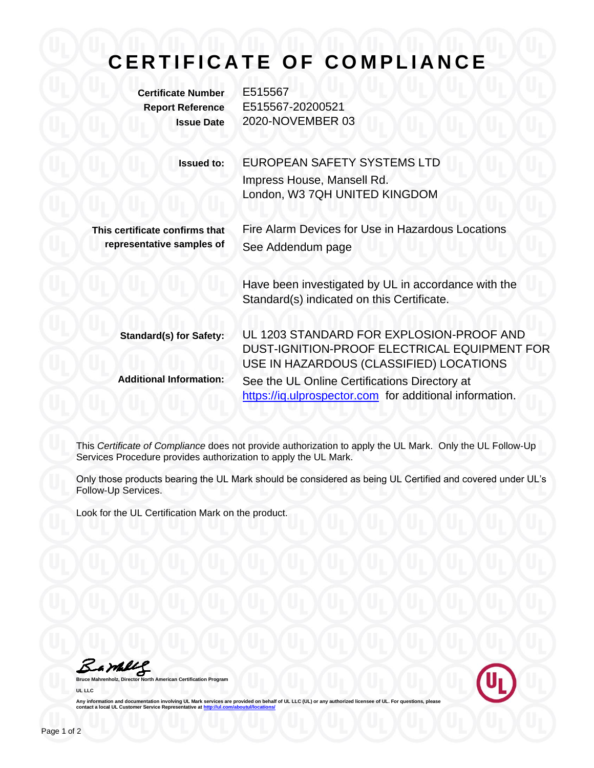# CERTIFICATE OF COMPLIANCE

**Certificate Number** E515567
**Report Reference** E515567-20200521
**Issue Date** 2020-NOVEMBER 03

**Issued to:** EUROPEAN SAFETY SYSTEMS LTD
Impress House, Mansell Rd.
London, W3 7QH UNITED KINGDOM

**This certificate confirms that representative samples of** Fire Alarm Devices for Use in Hazardous Locations
See Addendum page

Have been investigated by UL in accordance with the Standard(s) indicated on this Certificate.

**Standard(s) for Safety:** UL 1203 STANDARD FOR EXPLOSION-PROOF AND DUST-IGNITION-PROOF ELECTRICAL EQUIPMENT FOR USE IN HAZARDOUS (CLASSIFIED) LOCATIONS

**Additional Information:** See the UL Online Certifications Directory at https://iq.ulprospector.com for additional information.

This *Certificate of Compliance* does not provide authorization to apply the UL Mark. Only the UL Follow-Up Services Procedure provides authorization to apply the UL Mark.

Only those products bearing the UL Mark should be considered as being UL Certified and covered under UL's Follow-Up Services.

Look for the UL Certification Mark on the product.

**Bruce Mahrenholz, Director North American Certification Program**

**UL LLC**

**Any information and documentation involving UL Mark services are provided on behalf of UL LLC (UL) or any authorized licensee of UL. For questions, please contact a local UL Customer Service Representative at http://ul.com/aboutul/locations/**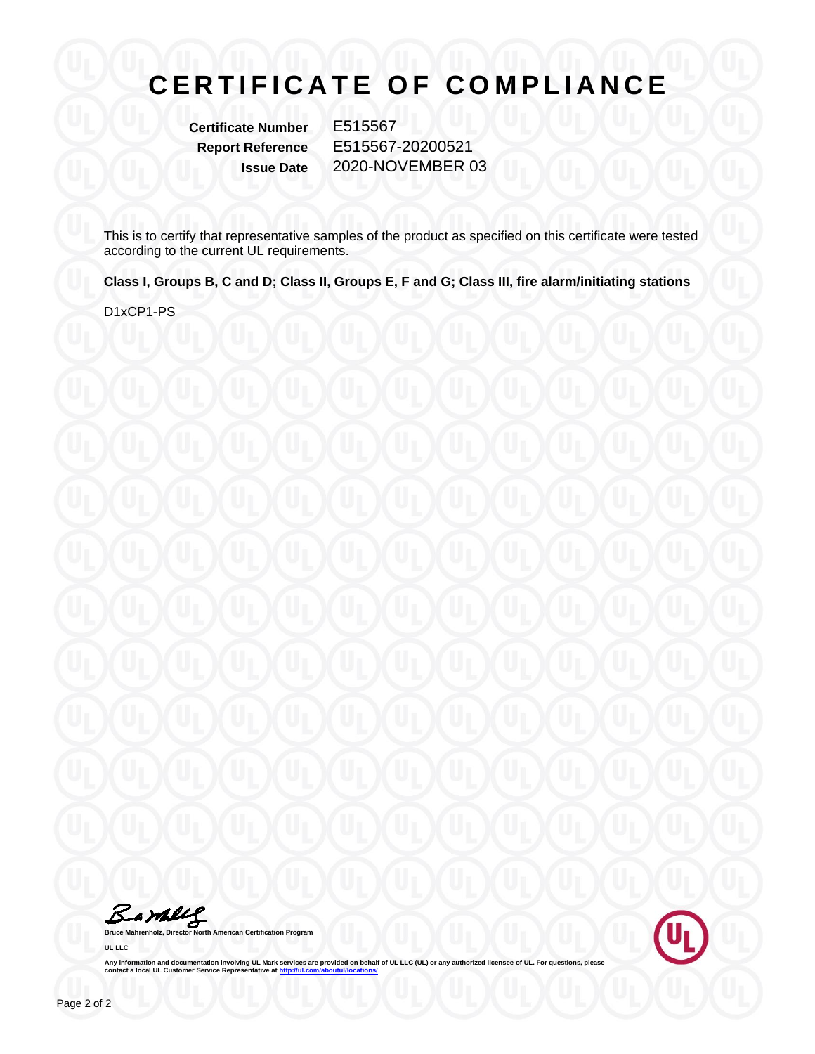# CERTIFICATE OF COMPLIANCE

**Certificate Number** E515567
**Report Reference** E515567-20200521
**Issue Date** 2020-NOVEMBER 03

This is to certify that representative samples of the product as specified on this certificate were tested according to the current UL requirements.

**Class I, Groups B, C and D; Class II, Groups E, F and G; Class III, fire alarm/initiating stations**

D1xCP1-PS

**Bruce Mahrenholz, Director North American Certification Program**

**UL LLC**

**Any information and documentation involving UL Mark services are provided on behalf of UL LLC (UL) or any authorized licensee of UL. For questions, please contact a local UL Customer Service Representative at http://ul.com/aboutul/locations/**